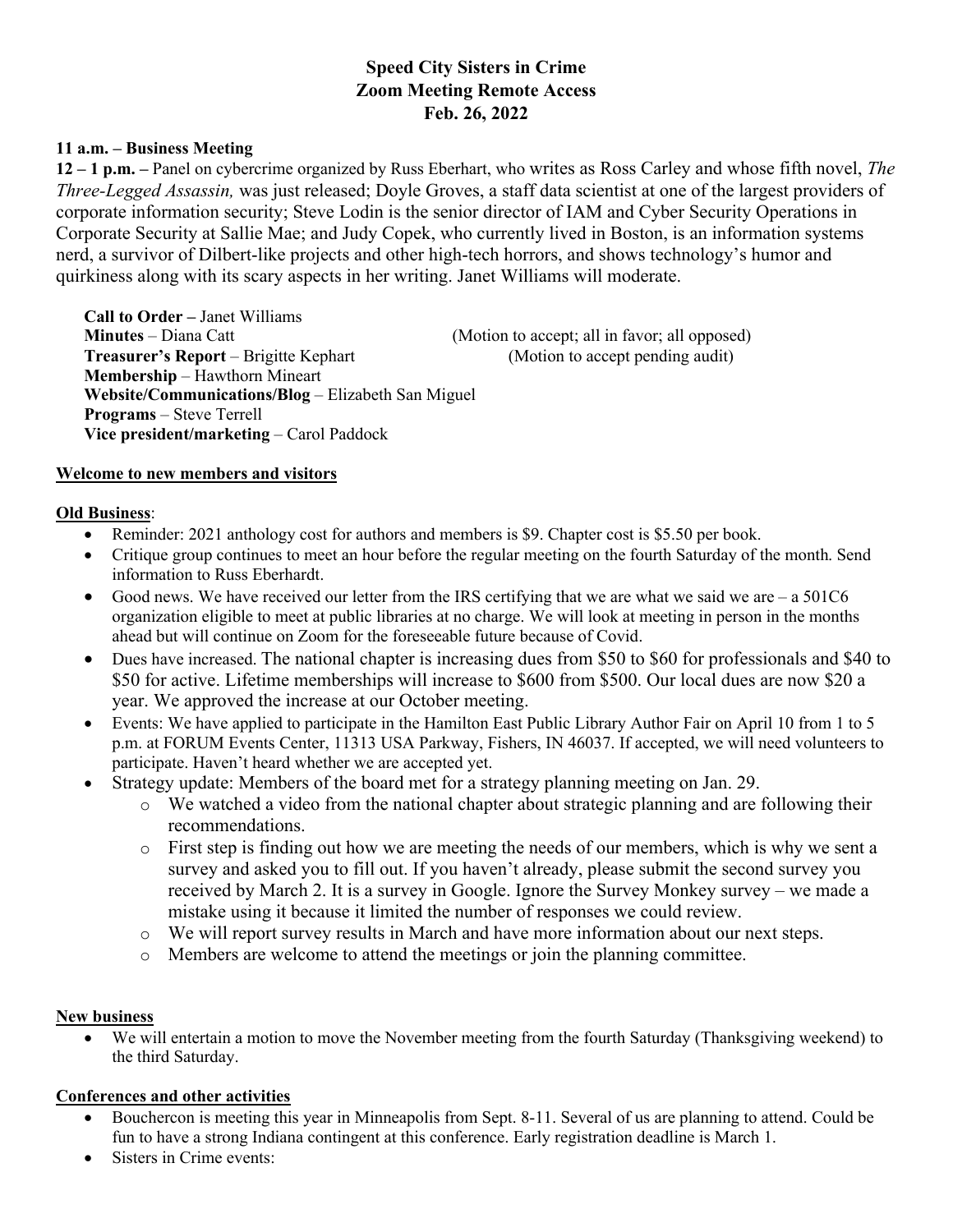# Speed City Sisters in Crime
## Zoom Meeting Remote Access
## Feb. 26, 2022

**11 a.m. – Business Meeting**

**12 – 1 p.m. –** Panel on cybercrime organized by Russ Eberhart, who writes as Ross Carley and whose fifth novel, *The Three-Legged Assassin,* was just released; Doyle Groves, a staff data scientist at one of the largest providers of corporate information security; Steve Lodin is the senior director of IAM and Cyber Security Operations in Corporate Security at Sallie Mae; and Judy Copek, who currently lived in Boston, is an information systems nerd, a survivor of Dilbert-like projects and other high-tech horrors, and shows technology's humor and quirkiness along with its scary aspects in her writing. Janet Williams will moderate.

**Call to Order –** Janet Williams
**Minutes** – Diana Catt (Motion to accept; all in favor; all opposed)
**Treasurer's Report** – Brigitte Kephart (Motion to accept pending audit)
**Membership** – Hawthorn Mineart
**Website/Communications/Blog** – Elizabeth San Miguel
**Programs** – Steve Terrell
**Vice president/marketing** – Carol Paddock

**Welcome to new members and visitors**

**Old Business**:

- Reminder: 2021 anthology cost for authors and members is $9. Chapter cost is $5.50 per book.
- Critique group continues to meet an hour before the regular meeting on the fourth Saturday of the month. Send information to Russ Eberhardt.
- Good news. We have received our letter from the IRS certifying that we are what we said we are – a 501C6 organization eligible to meet at public libraries at no charge. We will look at meeting in person in the months ahead but will continue on Zoom for the foreseeable future because of Covid.
- Dues have increased. The national chapter is increasing dues from $50 to $60 for professionals and $40 to $50 for active. Lifetime memberships will increase to $600 from $500. Our local dues are now $20 a year. We approved the increase at our October meeting.
- Events: We have applied to participate in the Hamilton East Public Library Author Fair on April 10 from 1 to 5 p.m. at FORUM Events Center, 11313 USA Parkway, Fishers, IN 46037. If accepted, we will need volunteers to participate. Haven't heard whether we are accepted yet.
- Strategy update: Members of the board met for a strategy planning meeting on Jan. 29.
  - We watched a video from the national chapter about strategic planning and are following their recommendations.
  - First step is finding out how we are meeting the needs of our members, which is why we sent a survey and asked you to fill out. If you haven't already, please submit the second survey you received by March 2. It is a survey in Google. Ignore the Survey Monkey survey – we made a mistake using it because it limited the number of responses we could review.
  - We will report survey results in March and have more information about our next steps.
  - Members are welcome to attend the meetings or join the planning committee.

**New business**

- We will entertain a motion to move the November meeting from the fourth Saturday (Thanksgiving weekend) to the third Saturday.

**Conferences and other activities**

- Bouchercon is meeting this year in Minneapolis from Sept. 8-11. Several of us are planning to attend. Could be fun to have a strong Indiana contingent at this conference. Early registration deadline is March 1.
- Sisters in Crime events: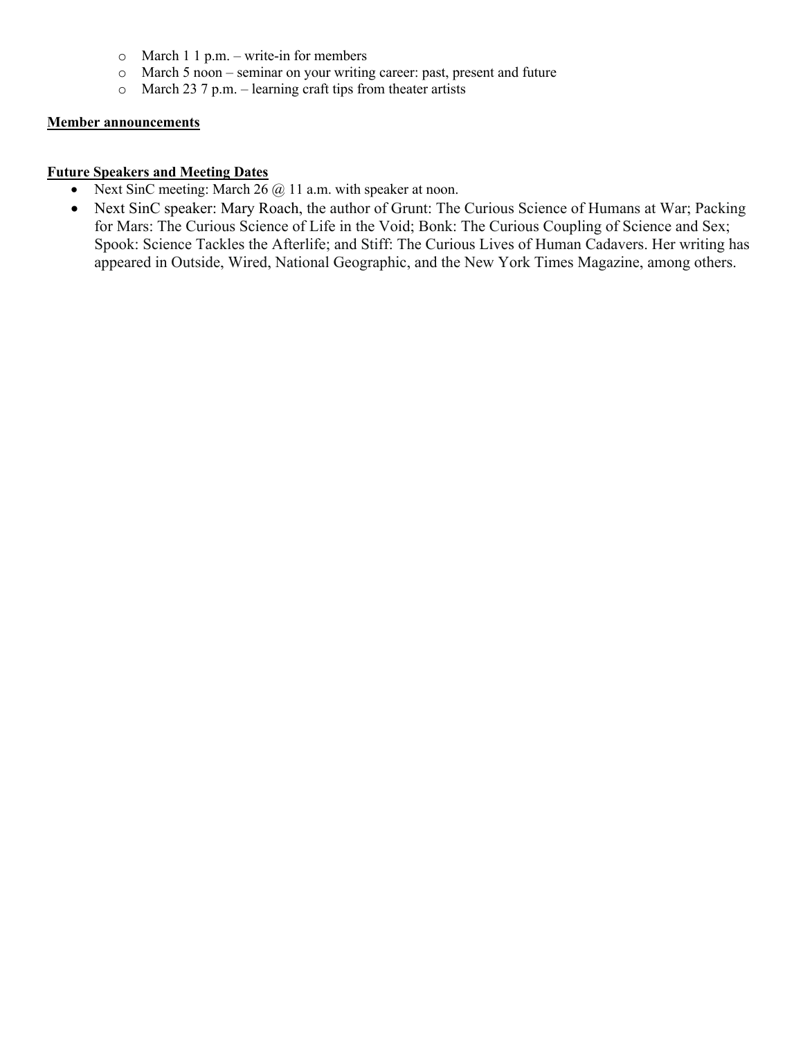- March 1 1 p.m. – write-in for members
- March 5 noon – seminar on your writing career: past, present and future
- March 23 7 p.m. – learning craft tips from theater artists

**Member announcements**

**Future Speakers and Meeting Dates**

- Next SinC meeting: March 26 @ 11 a.m. with speaker at noon.
- Next SinC speaker: Mary Roach, the author of Grunt: The Curious Science of Humans at War; Packing for Mars: The Curious Science of Life in the Void; Bonk: The Curious Coupling of Science and Sex; Spook: Science Tackles the Afterlife; and Stiff: The Curious Lives of Human Cadavers. Her writing has appeared in Outside, Wired, National Geographic, and the New York Times Magazine, among others.